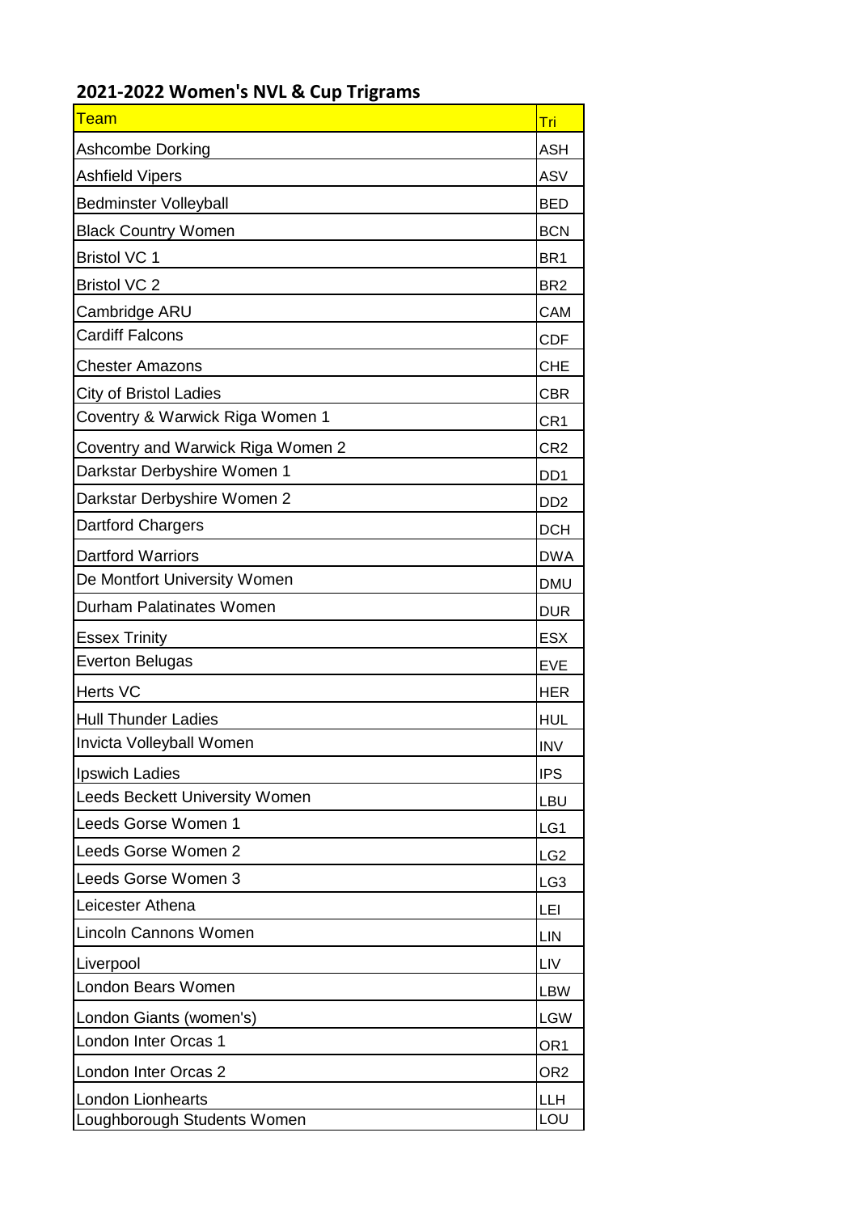## 2021-2022 Women's NVL & Cup Trigrams

| Team | Tri |
|---|---|
| Ashcombe Dorking | ASH |
| Ashfield Vipers | ASV |
| Bedminster Volleyball | BED |
| Black Country Women | BCN |
| Bristol VC 1 | BR1 |
| Bristol VC 2 | BR2 |
| Cambridge ARU | CAM |
| Cardiff Falcons | CDF |
| Chester Amazons | CHE |
| City of Bristol Ladies | CBR |
| Coventry & Warwick Riga Women 1 | CR1 |
| Coventry and Warwick Riga Women 2 | CR2 |
| Darkstar Derbyshire Women 1 | DD1 |
| Darkstar Derbyshire Women 2 | DD2 |
| Dartford Chargers | DCH |
| Dartford Warriors | DWA |
| De Montfort University Women | DMU |
| Durham Palatinates Women | DUR |
| Essex Trinity | ESX |
| Everton Belugas | EVE |
| Herts VC | HER |
| Hull Thunder Ladies | HUL |
| Invicta Volleyball Women | INV |
| Ipswich Ladies | IPS |
| Leeds Beckett University Women | LBU |
| Leeds Gorse Women 1 | LG1 |
| Leeds Gorse Women 2 | LG2 |
| Leeds Gorse Women 3 | LG3 |
| Leicester Athena | LEI |
| Lincoln Cannons Women | LIN |
| Liverpool | LIV |
| London Bears Women | LBW |
| London Giants (women's) | LGW |
| London Inter Orcas 1 | OR1 |
| London Inter Orcas 2 | OR2 |
| London Lionhearts | LLH |
| Loughborough Students Women | LOU |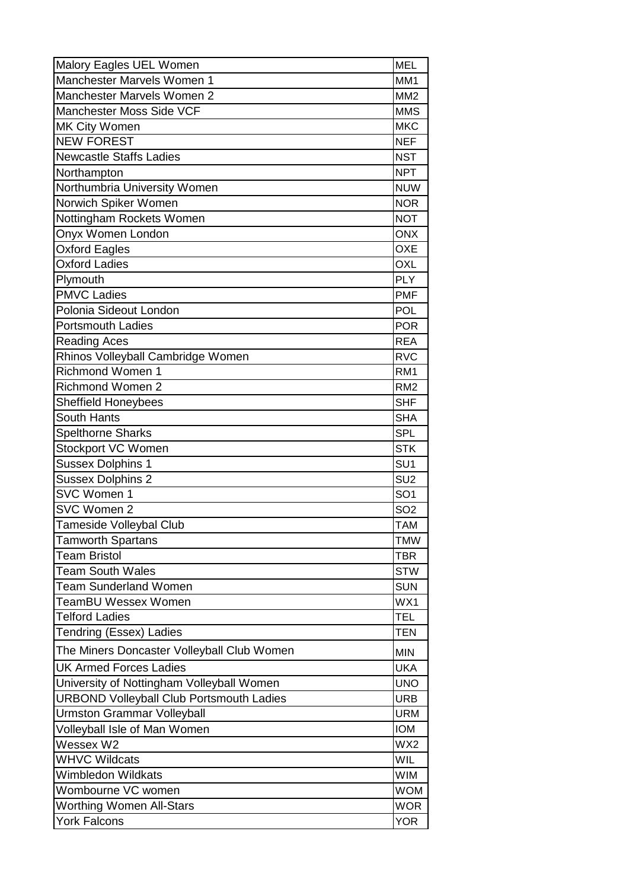| | |
|---|---|
| Malory Eagles UEL Women | MEL |
| Manchester Marvels Women 1 | MM1 |
| Manchester Marvels Women 2 | MM2 |
| Manchester Moss Side VCF | MMS |
| MK City Women | MKC |
| NEW FOREST | NEF |
| Newcastle Staffs Ladies | NST |
| Northampton | NPT |
| Northumbria University Women | NUW |
| Norwich Spiker Women | NOR |
| Nottingham Rockets Women | NOT |
| Onyx Women London | ONX |
| Oxford Eagles | OXE |
| Oxford Ladies | OXL |
| Plymouth | PLY |
| PMVC Ladies | PMF |
| Polonia Sideout London | POL |
| Portsmouth Ladies | POR |
| Reading Aces | REA |
| Rhinos Volleyball Cambridge Women | RVC |
| Richmond Women 1 | RM1 |
| Richmond Women 2 | RM2 |
| Sheffield Honeybees | SHF |
| South Hants | SHA |
| Spelthorne Sharks | SPL |
| Stockport VC Women | STK |
| Sussex Dolphins 1 | SU1 |
| Sussex Dolphins 2 | SU2 |
| SVC Women 1 | SO1 |
| SVC Women 2 | SO2 |
| Tameside Volleybal Club | TAM |
| Tamworth Spartans | TMW |
| Team Bristol | TBR |
| Team South Wales | STW |
| Team Sunderland Women | SUN |
| TeamBU Wessex Women | WX1 |
| Telford Ladies | TEL |
| Tendring (Essex) Ladies | TEN |
| The Miners Doncaster Volleyball Club Women | MIN |
| UK Armed Forces Ladies | UKA |
| University of Nottingham Volleyball Women | UNO |
| URBOND Volleyball Club Portsmouth Ladies | URB |
| Urmston Grammar Volleyball | URM |
| Volleyball Isle of Man Women | IOM |
| Wessex W2 | WX2 |
| WHVC Wildcats | WIL |
| Wimbledon Wildkats | WIM |
| Wombourne VC women | WOM |
| Worthing Women All-Stars | WOR |
| York Falcons | YOR |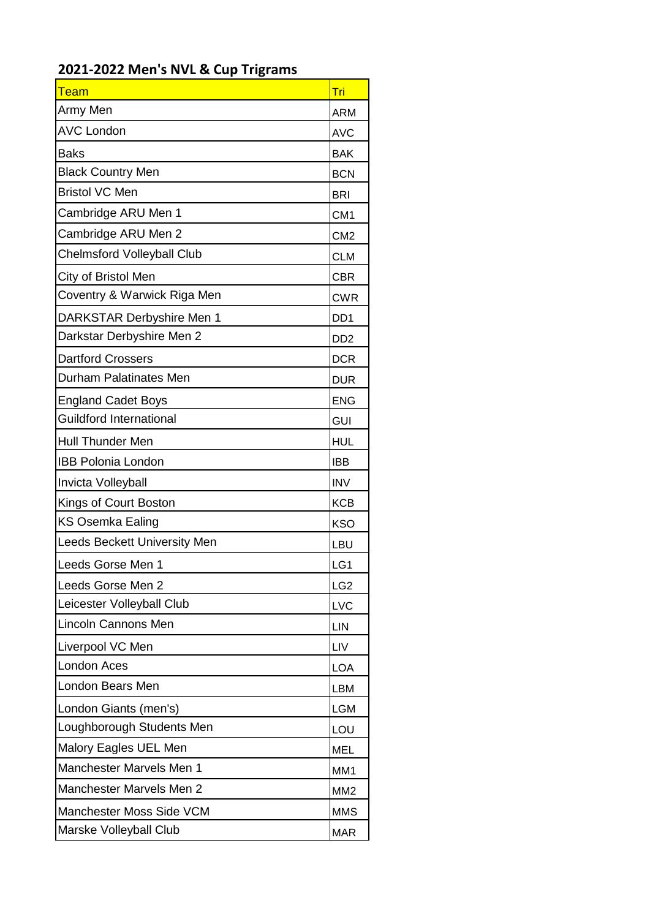## 2021-2022 Men's NVL & Cup Trigrams

| Team | Tri |
|---|---|
| Army Men | ARM |
| AVC London | AVC |
| Baks | BAK |
| Black Country Men | BCN |
| Bristol VC Men | BRI |
| Cambridge ARU Men 1 | CM1 |
| Cambridge ARU Men 2 | CM2 |
| Chelmsford Volleyball Club | CLM |
| City of Bristol Men | CBR |
| Coventry & Warwick Riga Men | CWR |
| DARKSTAR Derbyshire Men 1 | DD1 |
| Darkstar Derbyshire Men 2 | DD2 |
| Dartford Crossers | DCR |
| Durham Palatinates Men | DUR |
| England Cadet Boys | ENG |
| Guildford International | GUI |
| Hull Thunder Men | HUL |
| IBB Polonia London | IBB |
| Invicta Volleyball | INV |
| Kings of Court Boston | KCB |
| KS Osemka Ealing | KSO |
| Leeds Beckett University Men | LBU |
| Leeds Gorse Men 1 | LG1 |
| Leeds Gorse Men 2 | LG2 |
| Leicester Volleyball Club | LVC |
| Lincoln Cannons Men | LIN |
| Liverpool VC Men | LIV |
| London Aces | LOA |
| London Bears Men | LBM |
| London Giants (men's) | LGM |
| Loughborough Students Men | LOU |
| Malory Eagles UEL Men | MEL |
| Manchester Marvels Men 1 | MM1 |
| Manchester Marvels Men 2 | MM2 |
| Manchester Moss Side VCM | MMS |
| Marske Volleyball Club | MAR |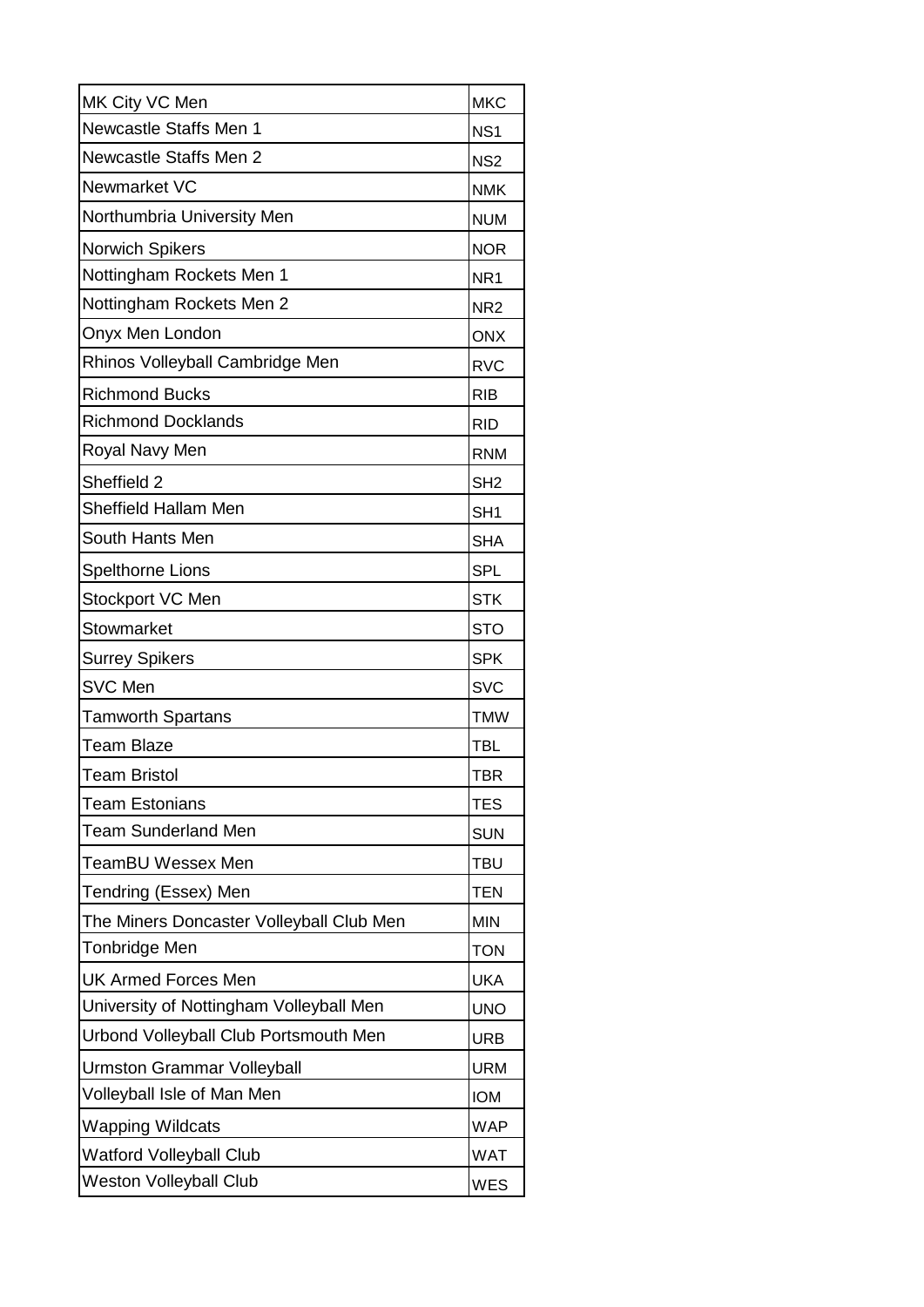| MK City VC Men | MKC |
|---|---|
| Newcastle Staffs Men 1 | NS1 |
| Newcastle Staffs Men 2 | NS2 |
| Newmarket VC | NMK |
| Northumbria University Men | NUM |
| Norwich Spikers | NOR |
| Nottingham Rockets Men 1 | NR1 |
| Nottingham Rockets Men 2 | NR2 |
| Onyx Men London | ONX |
| Rhinos Volleyball Cambridge Men | RVC |
| Richmond Bucks | RIB |
| Richmond Docklands | RID |
| Royal Navy Men | RNM |
| Sheffield 2 | SH2 |
| Sheffield Hallam Men | SH1 |
| South Hants Men | SHA |
| Spelthorne Lions | SPL |
| Stockport VC Men | STK |
| Stowmarket | STO |
| Surrey Spikers | SPK |
| SVC Men | SVC |
| Tamworth Spartans | TMW |
| Team Blaze | TBL |
| Team Bristol | TBR |
| Team Estonians | TES |
| Team Sunderland Men | SUN |
| TeamBU Wessex Men | TBU |
| Tendring (Essex) Men | TEN |
| The Miners Doncaster Volleyball Club Men | MIN |
| Tonbridge Men | TON |
| UK Armed Forces Men | UKA |
| University of Nottingham Volleyball Men | UNO |
| Urbond Volleyball Club Portsmouth Men | URB |
| Urmston Grammar Volleyball | URM |
| Volleyball Isle of Man Men | IOM |
| Wapping Wildcats | WAP |
| Watford Volleyball Club | WAT |
| Weston Volleyball Club | WES |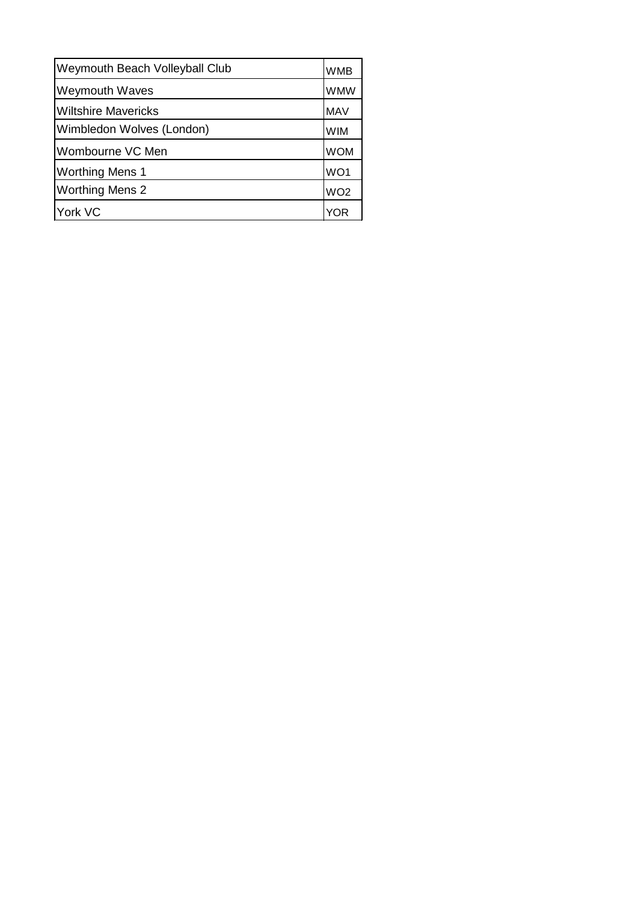| | |
|---|---|
| Weymouth Beach Volleyball Club | WMB |
| Weymouth Waves | WMW |
| Wiltshire Mavericks | MAV |
| Wimbledon Wolves (London) | WIM |
| Wombourne VC Men | WOM |
| Worthing Mens 1 | WO1 |
| Worthing Mens 2 | WO2 |
| York VC | YOR |